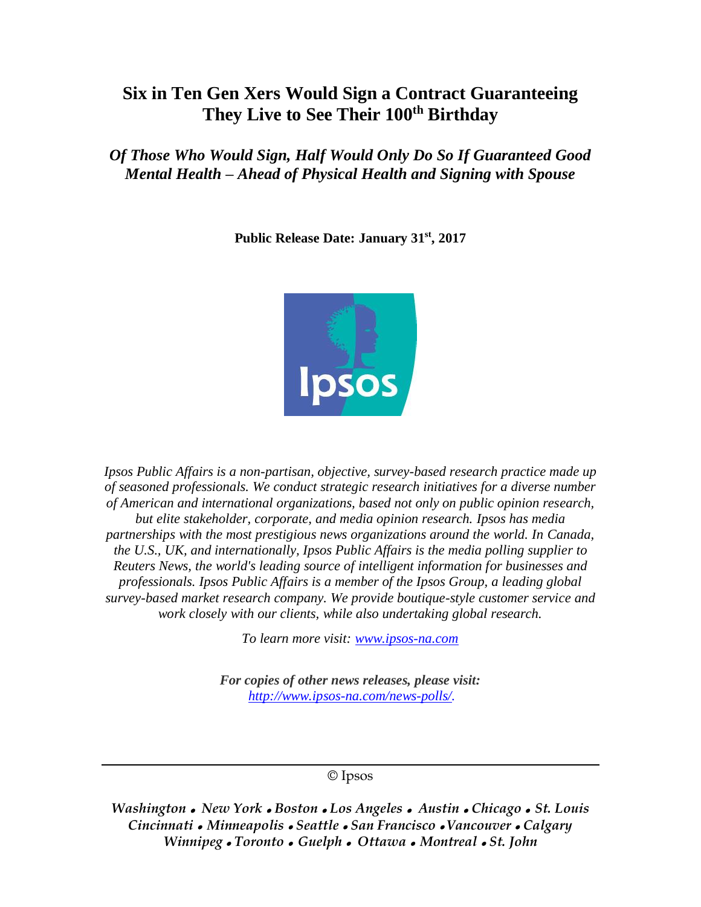# Six in Ten Gen Xers Would Sign a Contract Guaranteeing They Live to See Their 100th Birthday

## *Of Those Who Would Sign, Half Would Only Do So If Guaranteed Good Mental Health – Ahead of Physical Health and Signing with Spouse*

**Public Release Date: January 31st, 2017**

*Ipsos Public Affairs is a non-partisan, objective, survey-based research practice made up of seasoned professionals. We conduct strategic research initiatives for a diverse number of American and international organizations, based not only on public opinion research, but elite stakeholder, corporate, and media opinion research. Ipsos has media partnerships with the most prestigious news organizations around the world. In Canada, the U.S., UK, and internationally, Ipsos Public Affairs is the media polling supplier to Reuters News, the world's leading source of intelligent information for businesses and professionals. Ipsos Public Affairs is a member of the Ipsos Group, a leading global survey-based market research company. We provide boutique-style customer service and work closely with our clients, while also undertaking global research.*

*To learn more visit: [www.ipsos-na.com](http://www.ipsos-na.com)*

***For copies of other news releases, please visit:*** *[http://www.ipsos-na.com/news-polls/](http://www.ipsos-na.com/news-polls/).*

© Ipsos

*Washington • New York • Boston • Los Angeles • Austin • Chicago • St. Louis Cincinnati • Minneapolis • Seattle • San Francisco • Vancouver • Calgary Winnipeg • Toronto • Guelph • Ottawa • Montreal • St. John*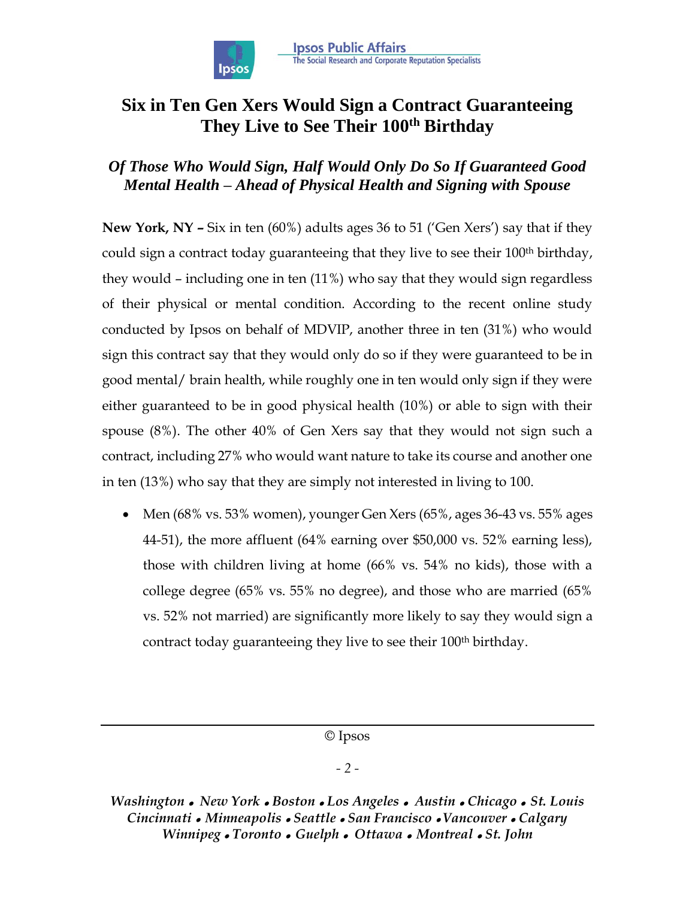# Six in Ten Gen Xers Would Sign a Contract Guaranteeing They Live to See Their 100th Birthday

## *Of Those Who Would Sign, Half Would Only Do So If Guaranteed Good Mental Health – Ahead of Physical Health and Signing with Spouse*

**New York, NY –** Six in ten (60%) adults ages 36 to 51 ('Gen Xers') say that if they could sign a contract today guaranteeing that they live to see their 100th birthday, they would – including one in ten (11%) who say that they would sign regardless of their physical or mental condition. According to the recent online study conducted by Ipsos on behalf of MDVIP, another three in ten (31%) who would sign this contract say that they would only do so if they were guaranteed to be in good mental/ brain health, while roughly one in ten would only sign if they were either guaranteed to be in good physical health (10%) or able to sign with their spouse (8%). The other 40% of Gen Xers say that they would not sign such a contract, including 27% who would want nature to take its course and another one in ten (13%) who say that they are simply not interested in living to 100.

- Men (68% vs. 53% women), younger Gen Xers (65%, ages 36-43 vs. 55% ages 44-51), the more affluent (64% earning over $50,000 vs. 52% earning less), those with children living at home (66% vs. 54% no kids), those with a college degree (65% vs. 55% no degree), and those who are married (65% vs. 52% not married) are significantly more likely to say they would sign a contract today guaranteeing they live to see their 100th birthday.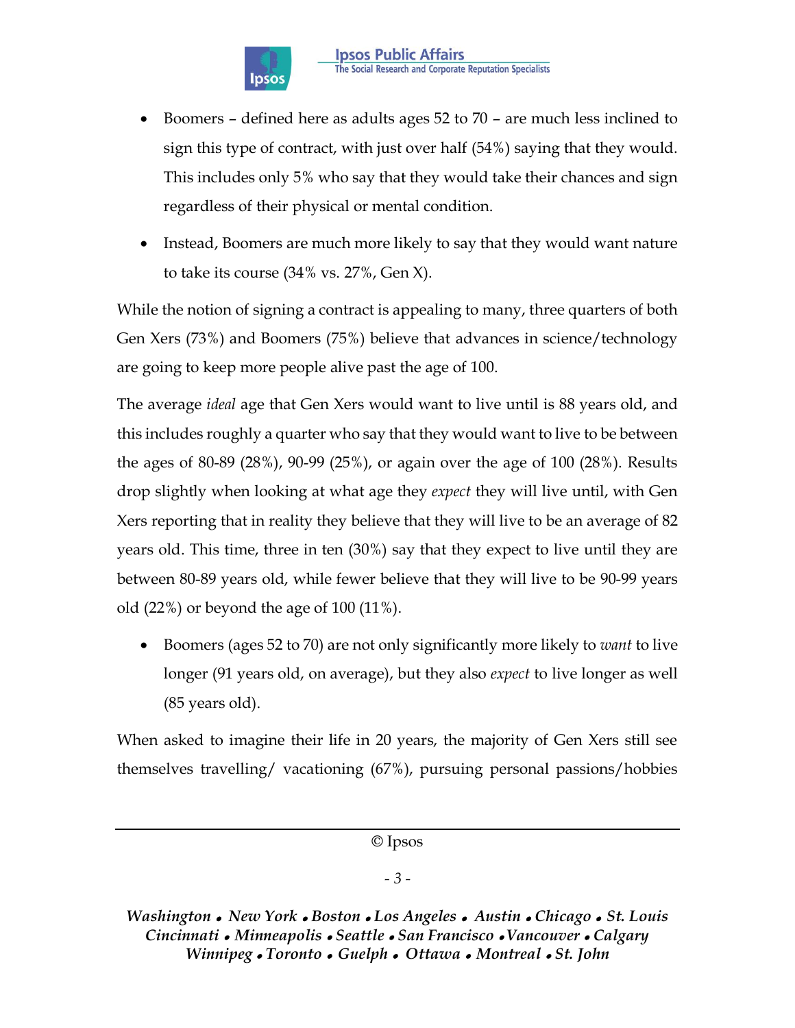- Boomers – defined here as adults ages 52 to 70 – are much less inclined to sign this type of contract, with just over half (54%) saying that they would. This includes only 5% who say that they would take their chances and sign regardless of their physical or mental condition.
- Instead, Boomers are much more likely to say that they would want nature to take its course (34% vs. 27%, Gen X).

While the notion of signing a contract is appealing to many, three quarters of both Gen Xers (73%) and Boomers (75%) believe that advances in science/technology are going to keep more people alive past the age of 100.

The average *ideal* age that Gen Xers would want to live until is 88 years old, and this includes roughly a quarter who say that they would want to live to be between the ages of 80-89 (28%), 90-99 (25%), or again over the age of 100 (28%). Results drop slightly when looking at what age they *expect* they will live until, with Gen Xers reporting that in reality they believe that they will live to be an average of 82 years old. This time, three in ten (30%) say that they expect to live until they are between 80-89 years old, while fewer believe that they will live to be 90-99 years old (22%) or beyond the age of 100 (11%).

- Boomers (ages 52 to 70) are not only significantly more likely to *want* to live longer (91 years old, on average), but they also *expect* to live longer as well (85 years old).

When asked to imagine their life in 20 years, the majority of Gen Xers still see themselves travelling/ vacationing (67%), pursuing personal passions/hobbies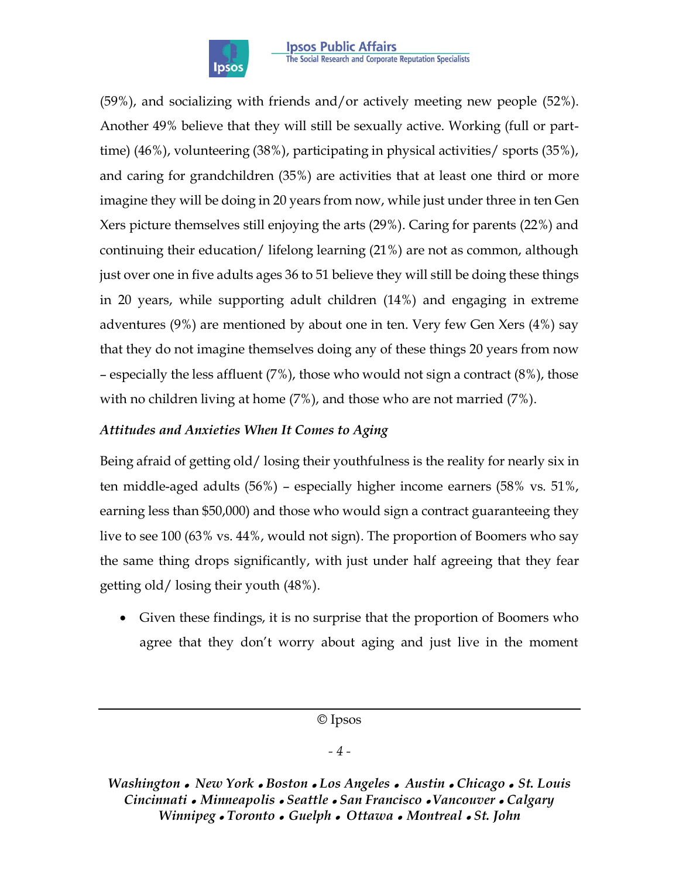(59%), and socializing with friends and/or actively meeting new people (52%). Another 49% believe that they will still be sexually active. Working (full or part-time) (46%), volunteering (38%), participating in physical activities/ sports (35%), and caring for grandchildren (35%) are activities that at least one third or more imagine they will be doing in 20 years from now, while just under three in ten Gen Xers picture themselves still enjoying the arts (29%). Caring for parents (22%) and continuing their education/ lifelong learning (21%) are not as common, although just over one in five adults ages 36 to 51 believe they will still be doing these things in 20 years, while supporting adult children (14%) and engaging in extreme adventures (9%) are mentioned by about one in ten. Very few Gen Xers (4%) say that they do not imagine themselves doing any of these things 20 years from now – especially the less affluent (7%), those who would not sign a contract (8%), those with no children living at home (7%), and those who are not married (7%).

*Attitudes and Anxieties When It Comes to Aging*

Being afraid of getting old/ losing their youthfulness is the reality for nearly six in ten middle-aged adults (56%) – especially higher income earners (58% vs. 51%, earning less than $50,000) and those who would sign a contract guaranteeing they live to see 100 (63% vs. 44%, would not sign). The proportion of Boomers who say the same thing drops significantly, with just under half agreeing that they fear getting old/ losing their youth (48%).

- Given these findings, it is no surprise that the proportion of Boomers who agree that they don't worry about aging and just live in the moment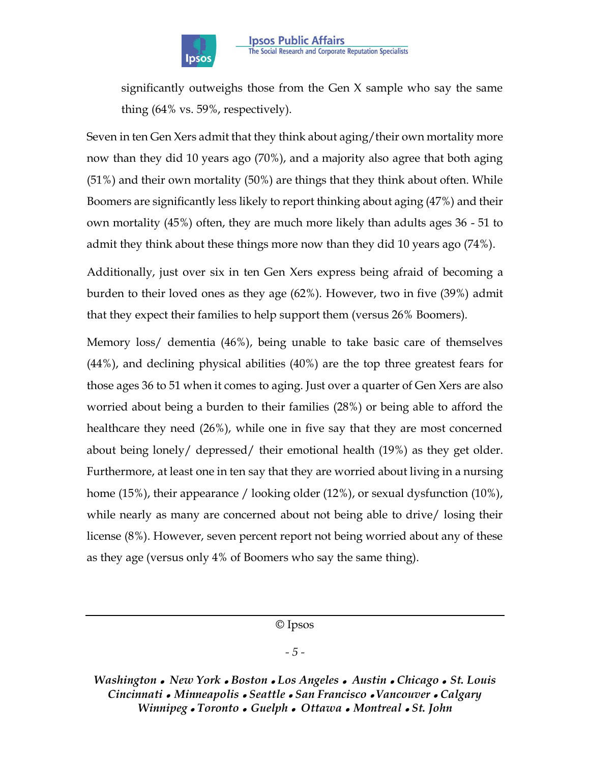significantly outweighs those from the Gen X sample who say the same thing (64% vs. 59%, respectively).

Seven in ten Gen Xers admit that they think about aging/their own mortality more now than they did 10 years ago (70%), and a majority also agree that both aging (51%) and their own mortality (50%) are things that they think about often. While Boomers are significantly less likely to report thinking about aging (47%) and their own mortality (45%) often, they are much more likely than adults ages 36 - 51 to admit they think about these things more now than they did 10 years ago (74%).

Additionally, just over six in ten Gen Xers express being afraid of becoming a burden to their loved ones as they age (62%). However, two in five (39%) admit that they expect their families to help support them (versus 26% Boomers).

Memory loss/ dementia (46%), being unable to take basic care of themselves (44%), and declining physical abilities (40%) are the top three greatest fears for those ages 36 to 51 when it comes to aging. Just over a quarter of Gen Xers are also worried about being a burden to their families (28%) or being able to afford the healthcare they need (26%), while one in five say that they are most concerned about being lonely/ depressed/ their emotional health (19%) as they get older. Furthermore, at least one in ten say that they are worried about living in a nursing home (15%), their appearance / looking older (12%), or sexual dysfunction (10%), while nearly as many are concerned about not being able to drive/ losing their license (8%). However, seven percent report not being worried about any of these as they age (versus only 4% of Boomers who say the same thing).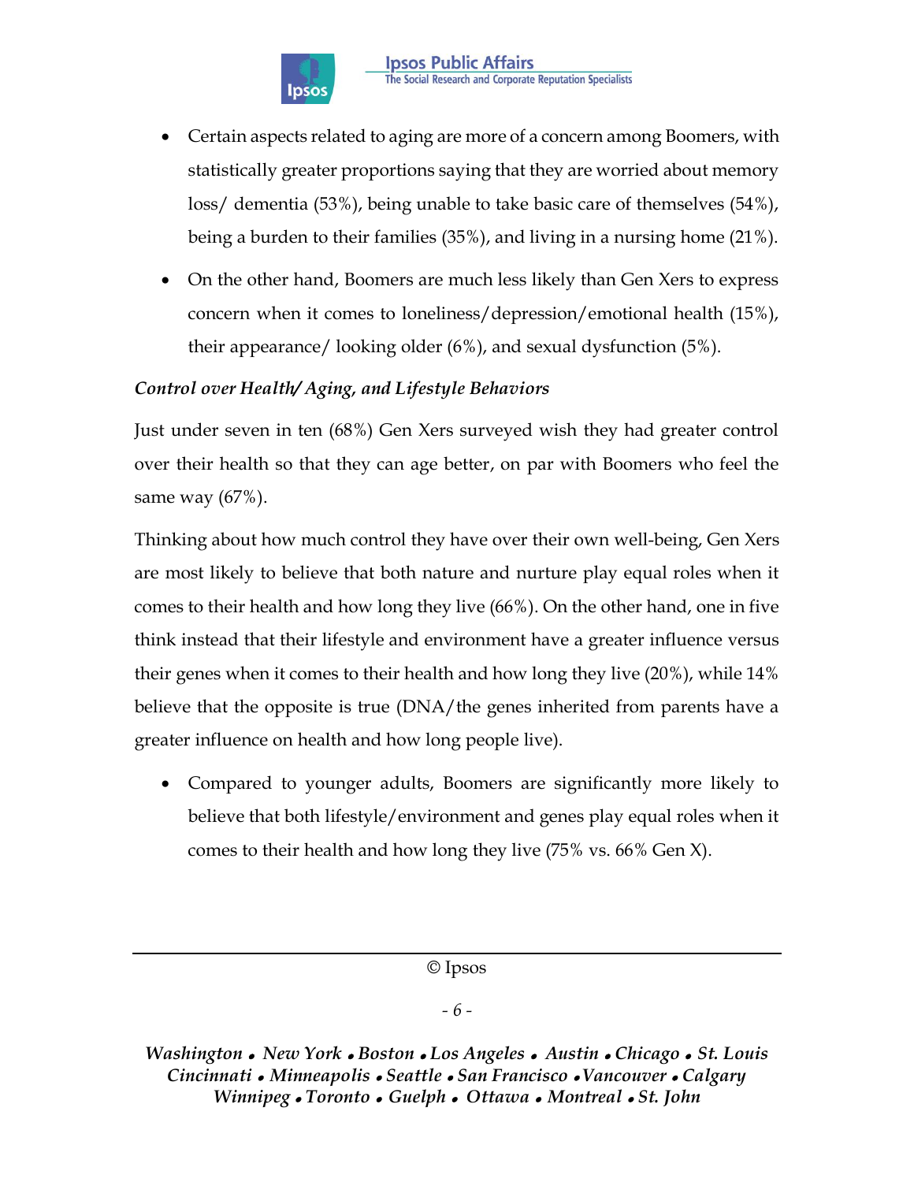- Certain aspects related to aging are more of a concern among Boomers, with statistically greater proportions saying that they are worried about memory loss/ dementia (53%), being unable to take basic care of themselves (54%), being a burden to their families (35%), and living in a nursing home (21%).
- On the other hand, Boomers are much less likely than Gen Xers to express concern when it comes to loneliness/depression/emotional health (15%), their appearance/ looking older (6%), and sexual dysfunction (5%).

*Control over Health/ Aging, and Lifestyle Behaviors*

Just under seven in ten (68%) Gen Xers surveyed wish they had greater control over their health so that they can age better, on par with Boomers who feel the same way (67%).

Thinking about how much control they have over their own well-being, Gen Xers are most likely to believe that both nature and nurture play equal roles when it comes to their health and how long they live (66%). On the other hand, one in five think instead that their lifestyle and environment have a greater influence versus their genes when it comes to their health and how long they live (20%), while 14% believe that the opposite is true (DNA/the genes inherited from parents have a greater influence on health and how long people live).

- Compared to younger adults, Boomers are significantly more likely to believe that both lifestyle/environment and genes play equal roles when it comes to their health and how long they live (75% vs. 66% Gen X).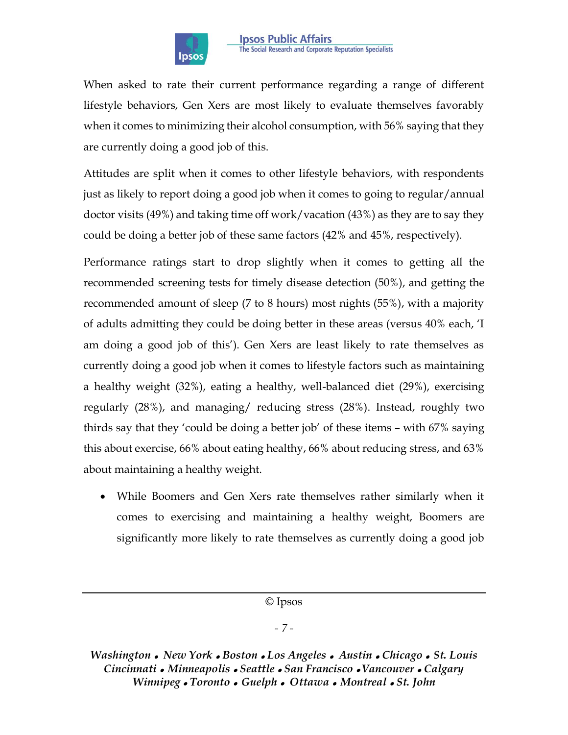When asked to rate their current performance regarding a range of different lifestyle behaviors, Gen Xers are most likely to evaluate themselves favorably when it comes to minimizing their alcohol consumption, with 56% saying that they are currently doing a good job of this.

Attitudes are split when it comes to other lifestyle behaviors, with respondents just as likely to report doing a good job when it comes to going to regular/annual doctor visits (49%) and taking time off work/vacation (43%) as they are to say they could be doing a better job of these same factors (42% and 45%, respectively).

Performance ratings start to drop slightly when it comes to getting all the recommended screening tests for timely disease detection (50%), and getting the recommended amount of sleep (7 to 8 hours) most nights (55%), with a majority of adults admitting they could be doing better in these areas (versus 40% each, 'I am doing a good job of this'). Gen Xers are least likely to rate themselves as currently doing a good job when it comes to lifestyle factors such as maintaining a healthy weight (32%), eating a healthy, well-balanced diet (29%), exercising regularly (28%), and managing/ reducing stress (28%). Instead, roughly two thirds say that they 'could be doing a better job' of these items – with 67% saying this about exercise, 66% about eating healthy, 66% about reducing stress, and 63% about maintaining a healthy weight.

- While Boomers and Gen Xers rate themselves rather similarly when it comes to exercising and maintaining a healthy weight, Boomers are significantly more likely to rate themselves as currently doing a good job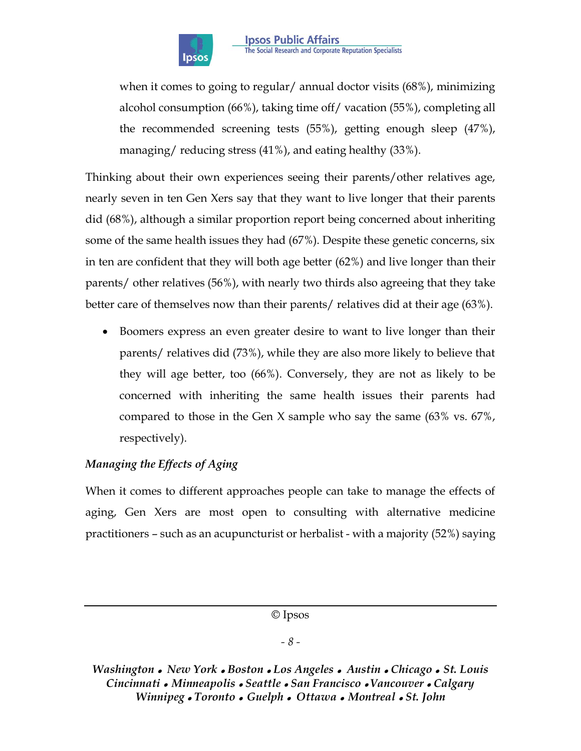when it comes to going to regular/ annual doctor visits (68%), minimizing alcohol consumption (66%), taking time off/ vacation (55%), completing all the recommended screening tests (55%), getting enough sleep (47%), managing/ reducing stress (41%), and eating healthy (33%).

Thinking about their own experiences seeing their parents/other relatives age, nearly seven in ten Gen Xers say that they want to live longer that their parents did (68%), although a similar proportion report being concerned about inheriting some of the same health issues they had (67%). Despite these genetic concerns, six in ten are confident that they will both age better (62%) and live longer than their parents/ other relatives (56%), with nearly two thirds also agreeing that they take better care of themselves now than their parents/ relatives did at their age (63%).

- Boomers express an even greater desire to want to live longer than their parents/ relatives did (73%), while they are also more likely to believe that they will age better, too (66%). Conversely, they are not as likely to be concerned with inheriting the same health issues their parents had compared to those in the Gen X sample who say the same (63% vs. 67%, respectively).

*Managing the Effects of Aging*

When it comes to different approaches people can take to manage the effects of aging, Gen Xers are most open to consulting with alternative medicine practitioners – such as an acupuncturist or herbalist - with a majority (52%) saying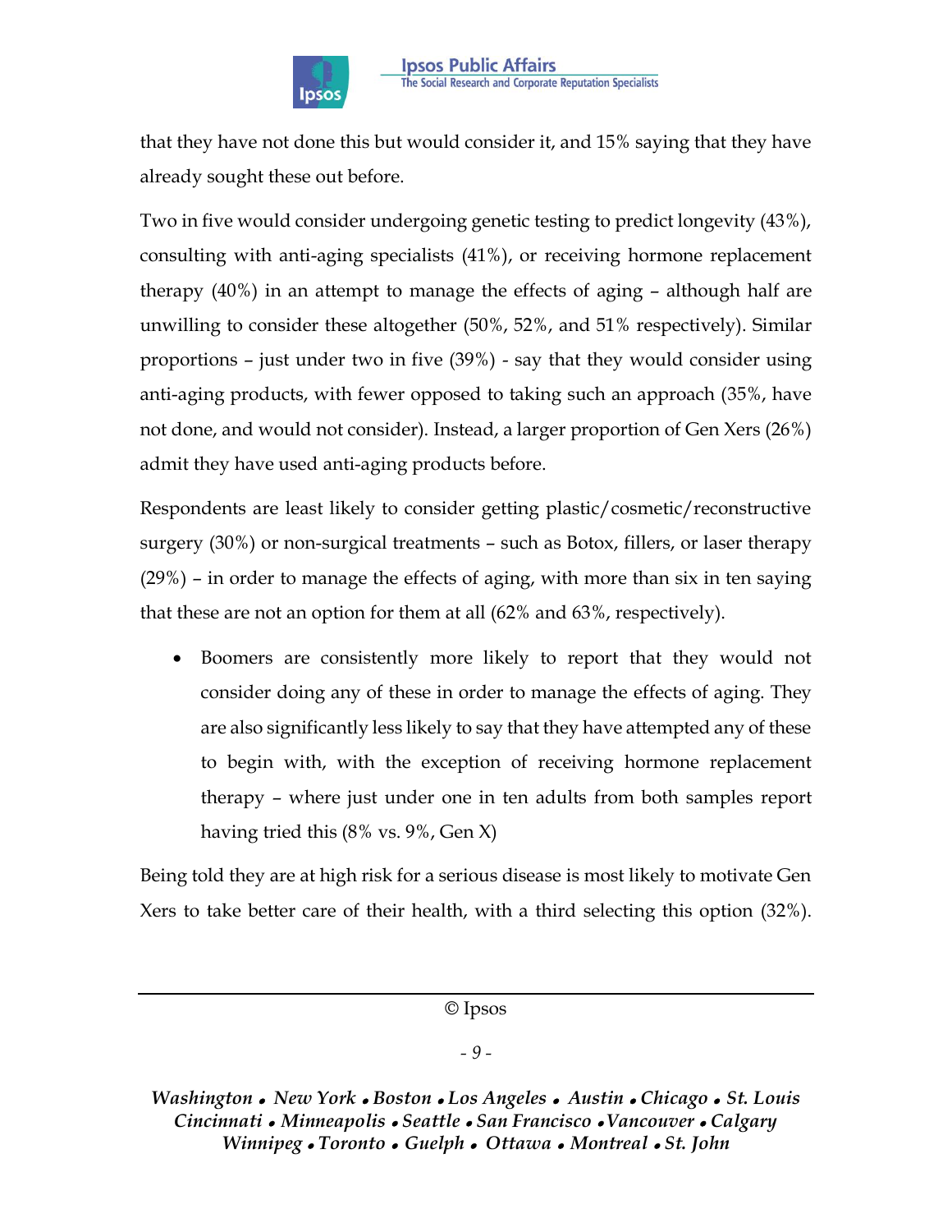that they have not done this but would consider it, and 15% saying that they have already sought these out before.

Two in five would consider undergoing genetic testing to predict longevity (43%), consulting with anti-aging specialists (41%), or receiving hormone replacement therapy (40%) in an attempt to manage the effects of aging – although half are unwilling to consider these altogether (50%, 52%, and 51% respectively). Similar proportions – just under two in five (39%) - say that they would consider using anti-aging products, with fewer opposed to taking such an approach (35%, have not done, and would not consider). Instead, a larger proportion of Gen Xers (26%) admit they have used anti-aging products before.

Respondents are least likely to consider getting plastic/cosmetic/reconstructive surgery (30%) or non-surgical treatments – such as Botox, fillers, or laser therapy (29%) – in order to manage the effects of aging, with more than six in ten saying that these are not an option for them at all (62% and 63%, respectively).

- Boomers are consistently more likely to report that they would not consider doing any of these in order to manage the effects of aging. They are also significantly less likely to say that they have attempted any of these to begin with, with the exception of receiving hormone replacement therapy – where just under one in ten adults from both samples report having tried this (8% vs. 9%, Gen X)

Being told they are at high risk for a serious disease is most likely to motivate Gen Xers to take better care of their health, with a third selecting this option (32%).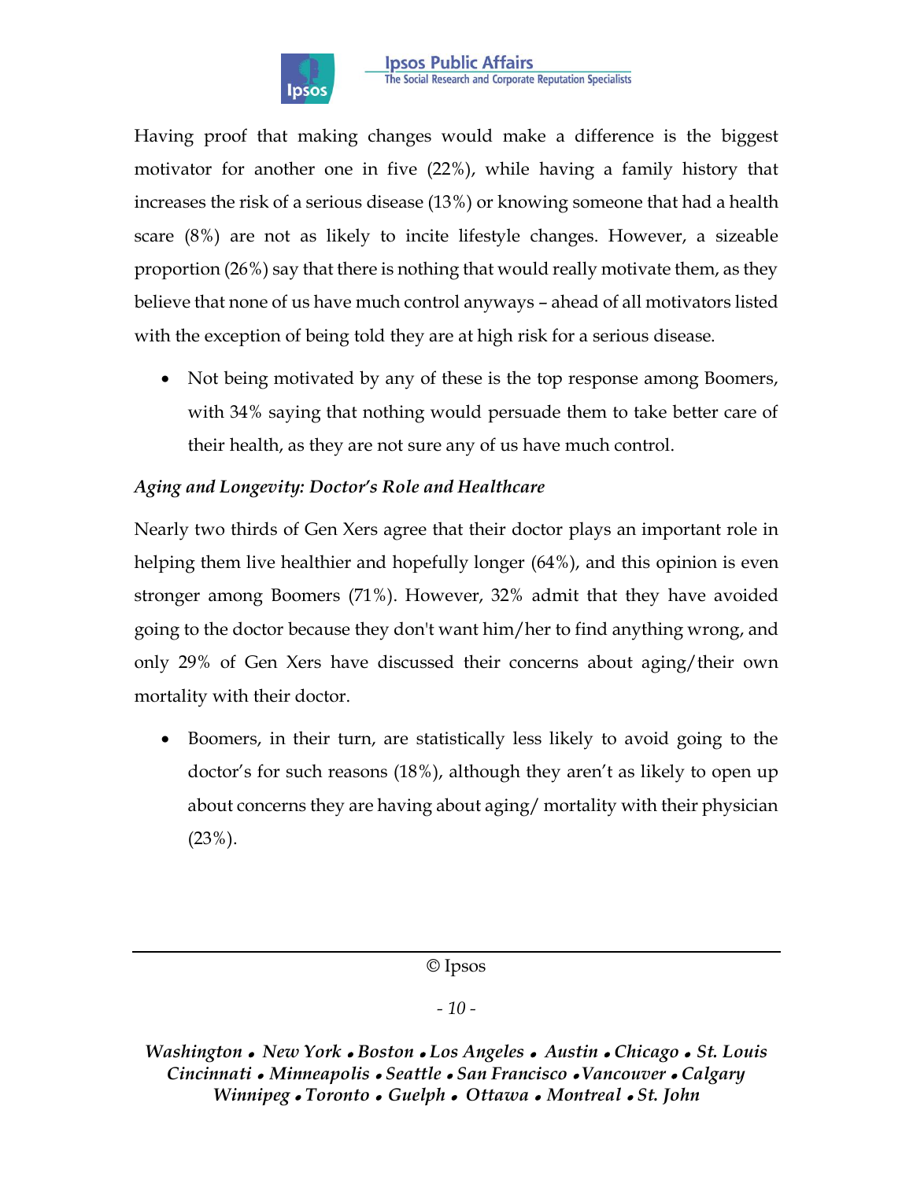Having proof that making changes would make a difference is the biggest motivator for another one in five (22%), while having a family history that increases the risk of a serious disease (13%) or knowing someone that had a health scare (8%) are not as likely to incite lifestyle changes. However, a sizeable proportion (26%) say that there is nothing that would really motivate them, as they believe that none of us have much control anyways – ahead of all motivators listed with the exception of being told they are at high risk for a serious disease.

- Not being motivated by any of these is the top response among Boomers, with 34% saying that nothing would persuade them to take better care of their health, as they are not sure any of us have much control.

*Aging and Longevity: Doctor's Role and Healthcare*

Nearly two thirds of Gen Xers agree that their doctor plays an important role in helping them live healthier and hopefully longer (64%), and this opinion is even stronger among Boomers (71%). However, 32% admit that they have avoided going to the doctor because they don't want him/her to find anything wrong, and only 29% of Gen Xers have discussed their concerns about aging/their own mortality with their doctor.

- Boomers, in their turn, are statistically less likely to avoid going to the doctor's for such reasons (18%), although they aren't as likely to open up about concerns they are having about aging/ mortality with their physician (23%).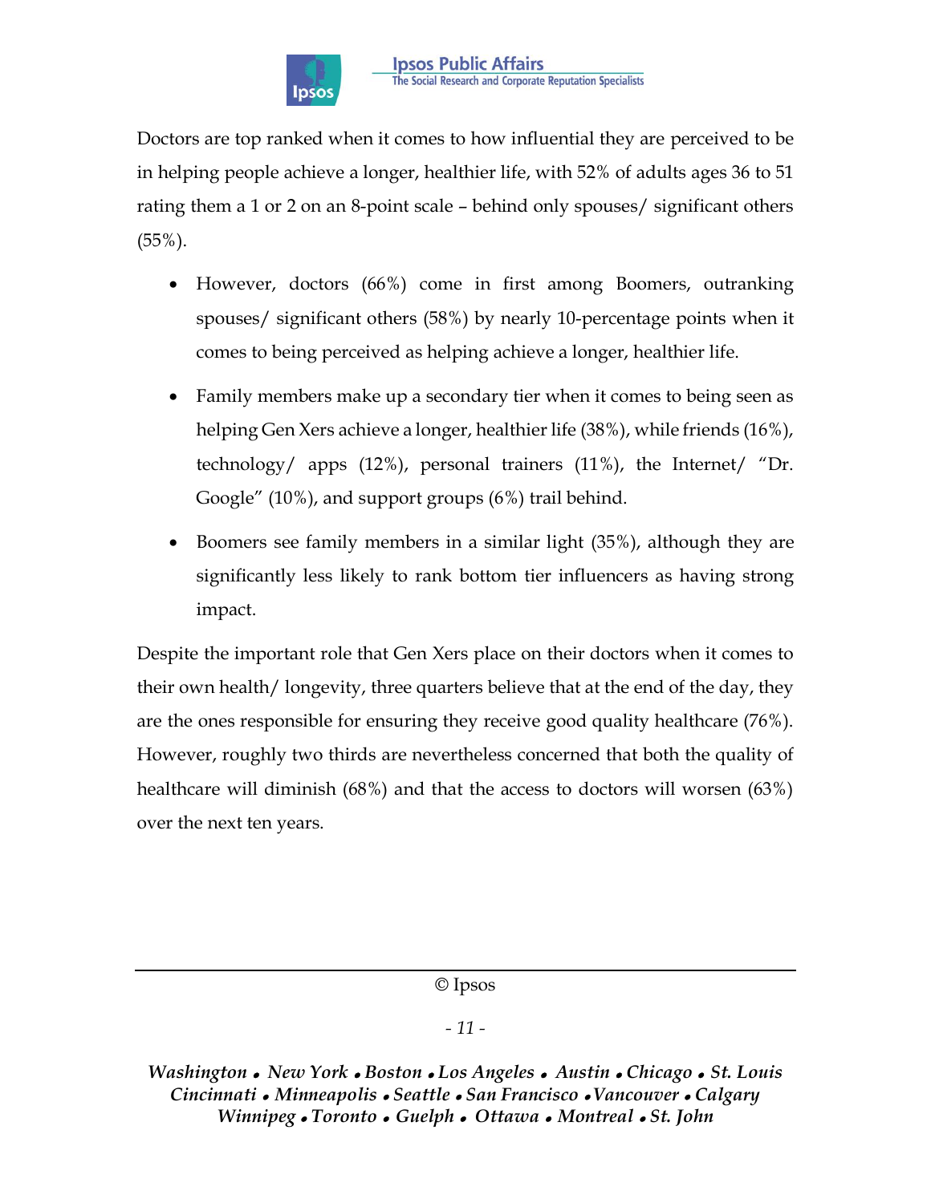Doctors are top ranked when it comes to how influential they are perceived to be in helping people achieve a longer, healthier life, with 52% of adults ages 36 to 51 rating them a 1 or 2 on an 8-point scale – behind only spouses/ significant others (55%).

- However, doctors (66%) come in first among Boomers, outranking spouses/ significant others (58%) by nearly 10-percentage points when it comes to being perceived as helping achieve a longer, healthier life.
- Family members make up a secondary tier when it comes to being seen as helping Gen Xers achieve a longer, healthier life (38%), while friends (16%), technology/ apps (12%), personal trainers (11%), the Internet/ "Dr. Google" (10%), and support groups (6%) trail behind.
- Boomers see family members in a similar light (35%), although they are significantly less likely to rank bottom tier influencers as having strong impact.

Despite the important role that Gen Xers place on their doctors when it comes to their own health/ longevity, three quarters believe that at the end of the day, they are the ones responsible for ensuring they receive good quality healthcare (76%). However, roughly two thirds are nevertheless concerned that both the quality of healthcare will diminish (68%) and that the access to doctors will worsen (63%) over the next ten years.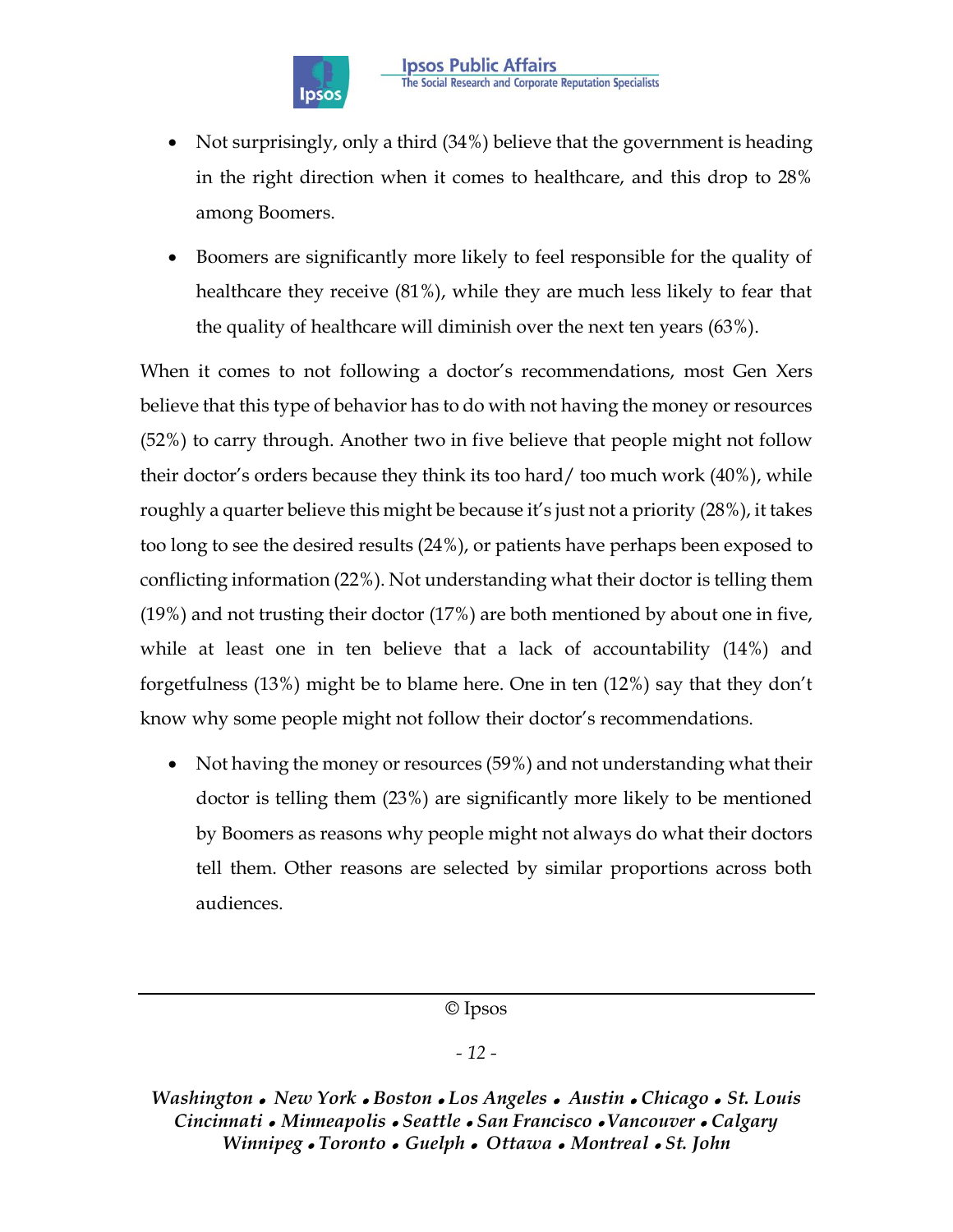- Not surprisingly, only a third (34%) believe that the government is heading in the right direction when it comes to healthcare, and this drop to 28% among Boomers.
- Boomers are significantly more likely to feel responsible for the quality of healthcare they receive (81%), while they are much less likely to fear that the quality of healthcare will diminish over the next ten years (63%).

When it comes to not following a doctor's recommendations, most Gen Xers believe that this type of behavior has to do with not having the money or resources (52%) to carry through. Another two in five believe that people might not follow their doctor's orders because they think its too hard/ too much work (40%), while roughly a quarter believe this might be because it's just not a priority (28%), it takes too long to see the desired results (24%), or patients have perhaps been exposed to conflicting information (22%). Not understanding what their doctor is telling them (19%) and not trusting their doctor (17%) are both mentioned by about one in five, while at least one in ten believe that a lack of accountability (14%) and forgetfulness (13%) might be to blame here. One in ten (12%) say that they don't know why some people might not follow their doctor's recommendations.

- Not having the money or resources (59%) and not understanding what their doctor is telling them (23%) are significantly more likely to be mentioned by Boomers as reasons why people might not always do what their doctors tell them. Other reasons are selected by similar proportions across both audiences.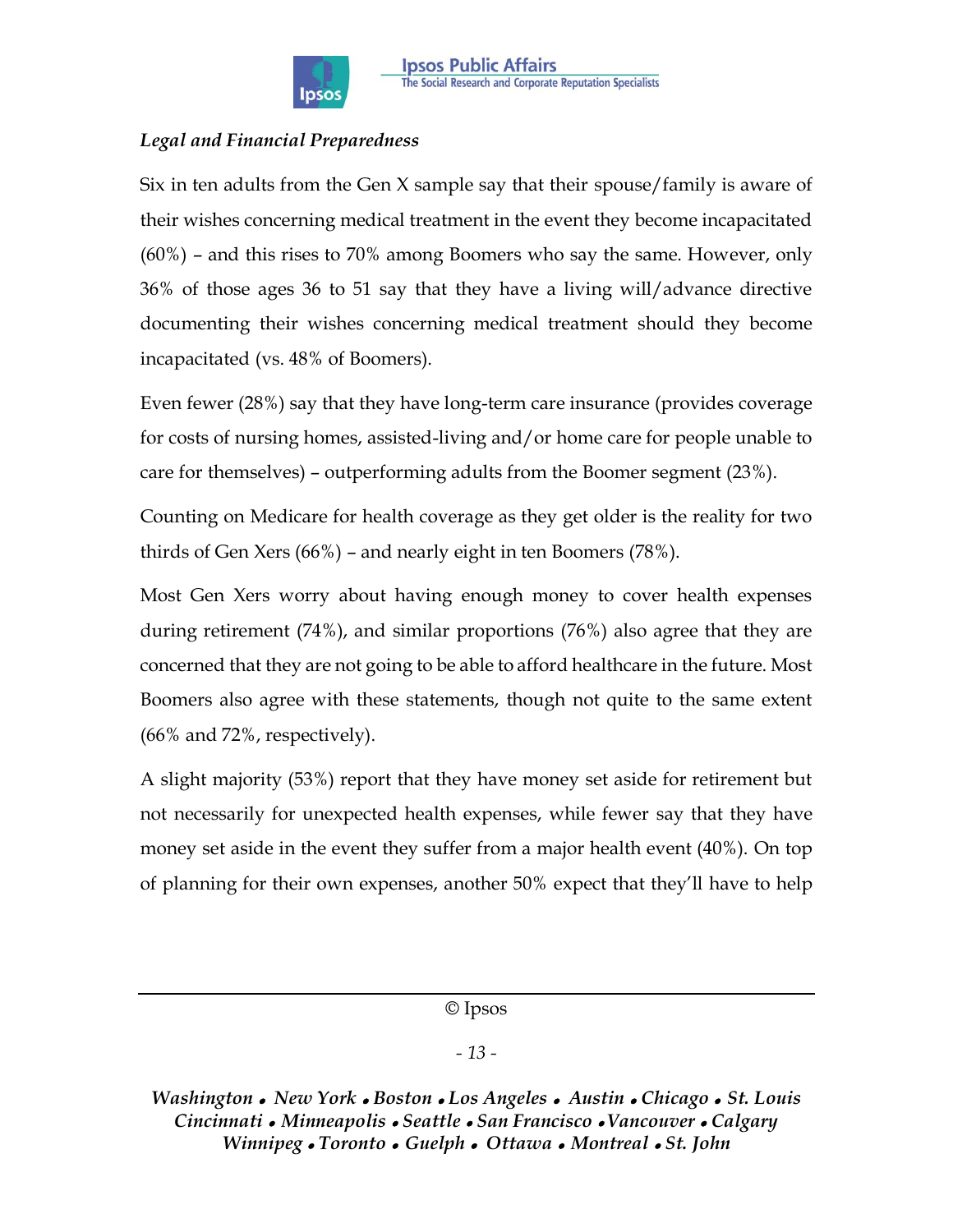*Legal and Financial Preparedness*

Six in ten adults from the Gen X sample say that their spouse/family is aware of their wishes concerning medical treatment in the event they become incapacitated (60%) – and this rises to 70% among Boomers who say the same. However, only 36% of those ages 36 to 51 say that they have a living will/advance directive documenting their wishes concerning medical treatment should they become incapacitated (vs. 48% of Boomers).

Even fewer (28%) say that they have long-term care insurance (provides coverage for costs of nursing homes, assisted-living and/or home care for people unable to care for themselves) – outperforming adults from the Boomer segment (23%).

Counting on Medicare for health coverage as they get older is the reality for two thirds of Gen Xers (66%) – and nearly eight in ten Boomers (78%).

Most Gen Xers worry about having enough money to cover health expenses during retirement (74%), and similar proportions (76%) also agree that they are concerned that they are not going to be able to afford healthcare in the future. Most Boomers also agree with these statements, though not quite to the same extent (66% and 72%, respectively).

A slight majority (53%) report that they have money set aside for retirement but not necessarily for unexpected health expenses, while fewer say that they have money set aside in the event they suffer from a major health event (40%). On top of planning for their own expenses, another 50% expect that they'll have to help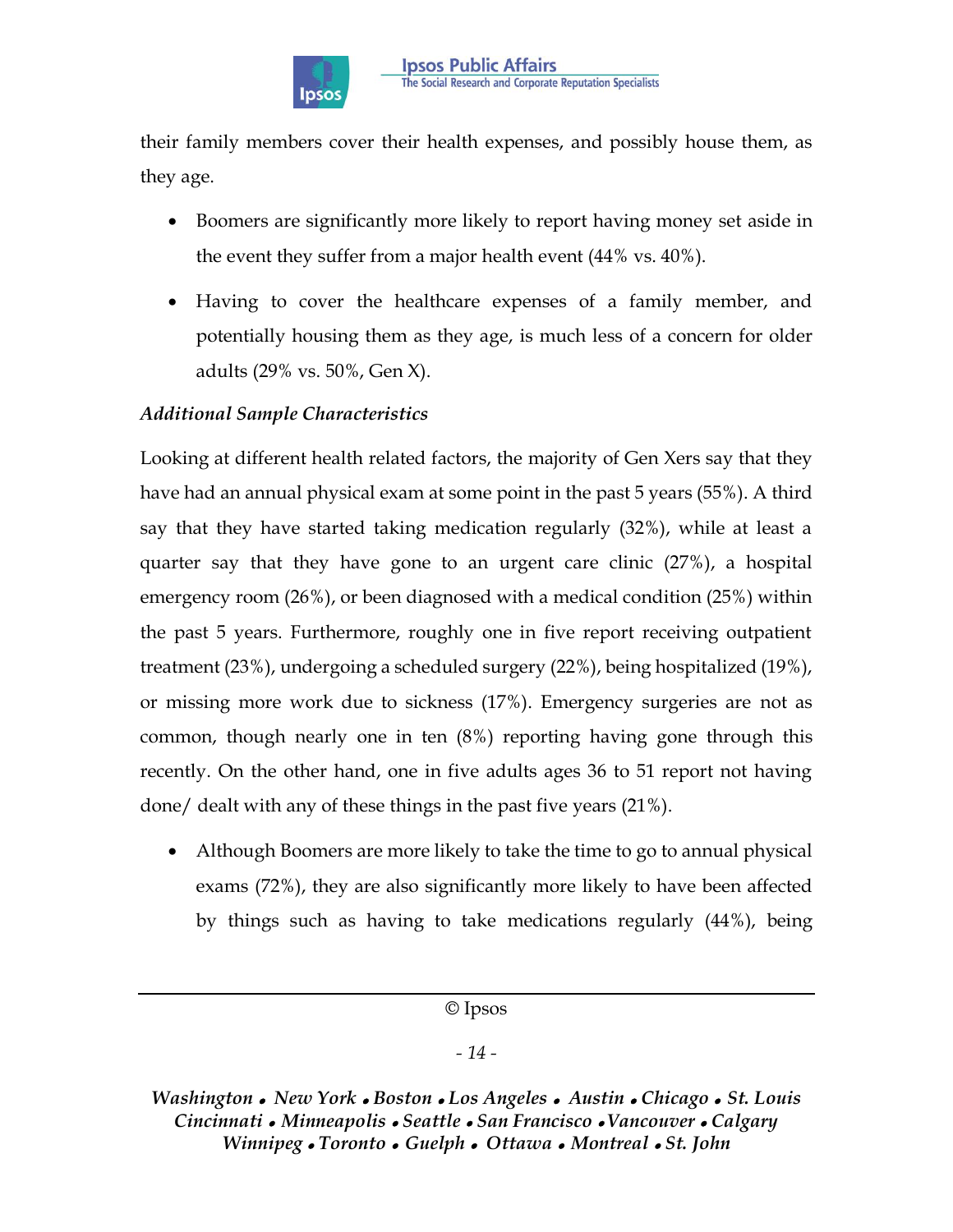their family members cover their health expenses, and possibly house them, as they age.

- Boomers are significantly more likely to report having money set aside in the event they suffer from a major health event (44% vs. 40%).
- Having to cover the healthcare expenses of a family member, and potentially housing them as they age, is much less of a concern for older adults (29% vs. 50%, Gen X).

*Additional Sample Characteristics*

Looking at different health related factors, the majority of Gen Xers say that they have had an annual physical exam at some point in the past 5 years (55%). A third say that they have started taking medication regularly (32%), while at least a quarter say that they have gone to an urgent care clinic (27%), a hospital emergency room (26%), or been diagnosed with a medical condition (25%) within the past 5 years. Furthermore, roughly one in five report receiving outpatient treatment (23%), undergoing a scheduled surgery (22%), being hospitalized (19%), or missing more work due to sickness (17%). Emergency surgeries are not as common, though nearly one in ten (8%) reporting having gone through this recently. On the other hand, one in five adults ages 36 to 51 report not having done/ dealt with any of these things in the past five years (21%).

- Although Boomers are more likely to take the time to go to annual physical exams (72%), they are also significantly more likely to have been affected by things such as having to take medications regularly (44%), being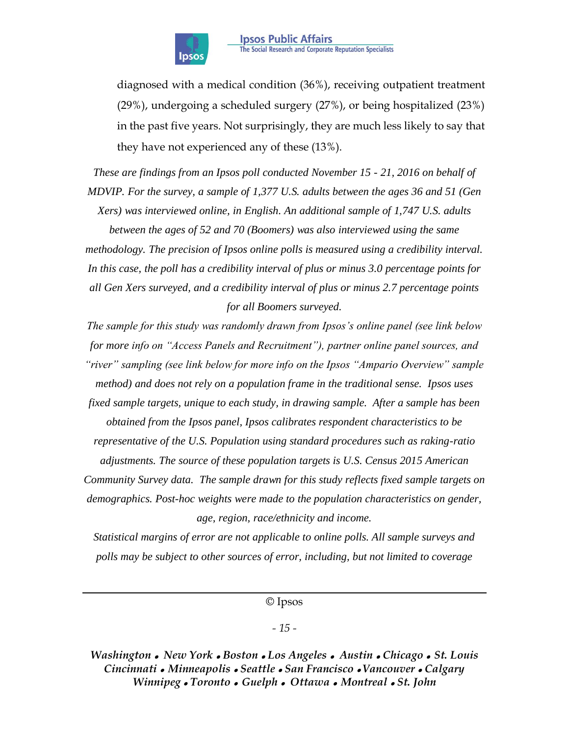diagnosed with a medical condition (36%), receiving outpatient treatment (29%), undergoing a scheduled surgery (27%), or being hospitalized (23%) in the past five years. Not surprisingly, they are much less likely to say that they have not experienced any of these (13%).

*These are findings from an Ipsos poll conducted November 15 - 21, 2016 on behalf of MDVIP. For the survey, a sample of 1,377 U.S. adults between the ages 36 and 51 (Gen Xers) was interviewed online, in English. An additional sample of 1,747 U.S. adults between the ages of 52 and 70 (Boomers) was also interviewed using the same methodology. The precision of Ipsos online polls is measured using a credibility interval. In this case, the poll has a credibility interval of plus or minus 3.0 percentage points for all Gen Xers surveyed, and a credibility interval of plus or minus 2.7 percentage points for all Boomers surveyed.*

*The sample for this study was randomly drawn from Ipsos's online panel (see link below for more info on "Access Panels and Recruitment"), partner online panel sources, and "river" sampling (see link below for more info on the Ipsos "Ampario Overview" sample method) and does not rely on a population frame in the traditional sense. Ipsos uses fixed sample targets, unique to each study, in drawing sample. After a sample has been obtained from the Ipsos panel, Ipsos calibrates respondent characteristics to be representative of the U.S. Population using standard procedures such as raking-ratio adjustments. The source of these population targets is U.S. Census 2015 American Community Survey data. The sample drawn for this study reflects fixed sample targets on demographics. Post-hoc weights were made to the population characteristics on gender, age, region, race/ethnicity and income.*

*Statistical margins of error are not applicable to online polls. All sample surveys and polls may be subject to other sources of error, including, but not limited to coverage*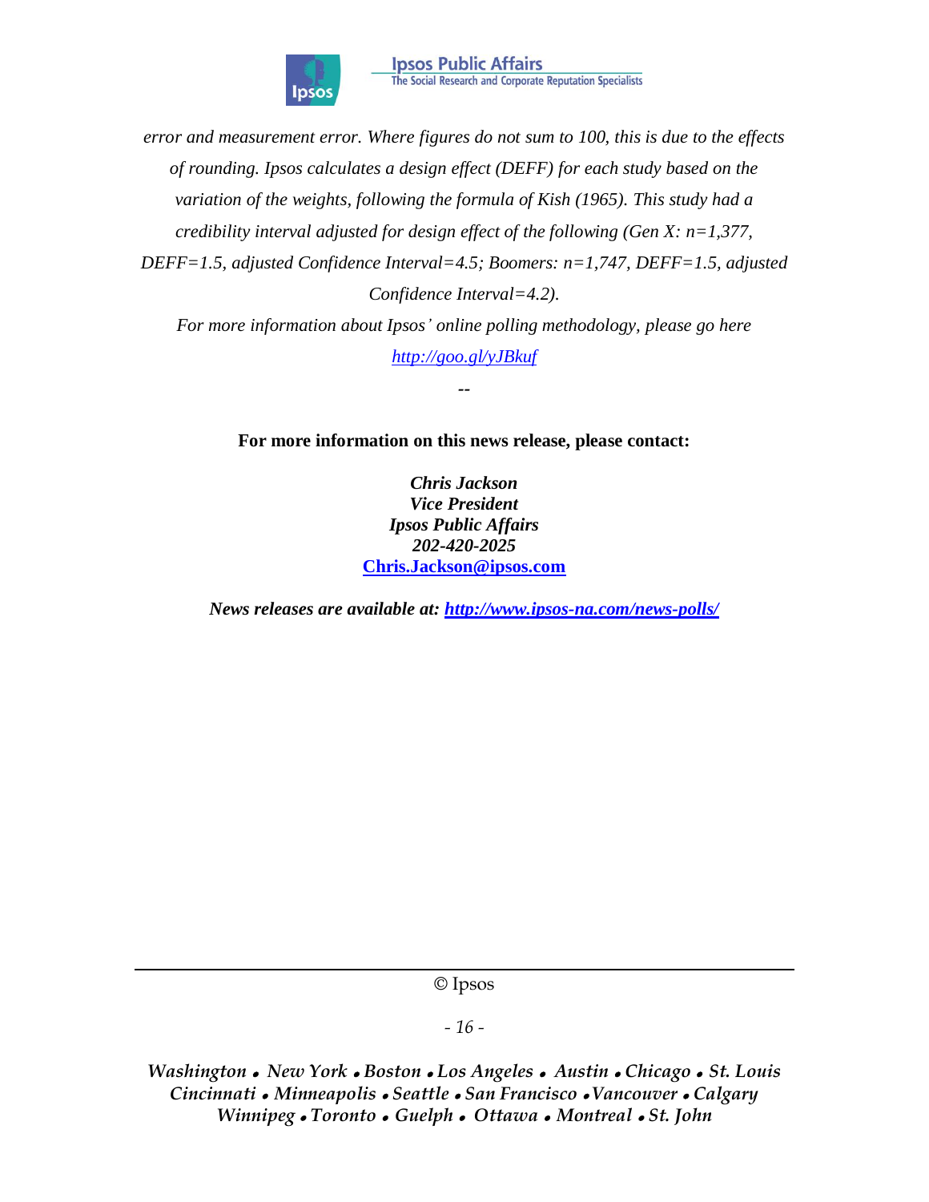*error and measurement error. Where figures do not sum to 100, this is due to the effects of rounding. Ipsos calculates a design effect (DEFF) for each study based on the variation of the weights, following the formula of Kish (1965). This study had a credibility interval adjusted for design effect of the following (Gen X: n=1,377, DEFF=1.5, adjusted Confidence Interval=4.5; Boomers: n=1,747, DEFF=1.5, adjusted Confidence Interval=4.2).*

*For more information about Ipsos' online polling methodology, please go here [http://goo.gl/yJBkuf](http://goo.gl/yJBkuf)*

--

**For more information on this news release, please contact:**

***Chris Jackson***
***Vice President***
***Ipsos Public Affairs***
***202-420-2025***
**[Chris.Jackson@ipsos.com](mailto:Chris.Jackson@ipsos.com)**

***News releases are available at: [http://www.ipsos-na.com/news-polls/](http://www.ipsos-na.com/news-polls/)***

© Ipsos

*Washington • New York • Boston • Los Angeles • Austin • Chicago • St. Louis Cincinnati • Minneapolis • Seattle • San Francisco • Vancouver • Calgary Winnipeg • Toronto • Guelph • Ottawa • Montreal • St. John*